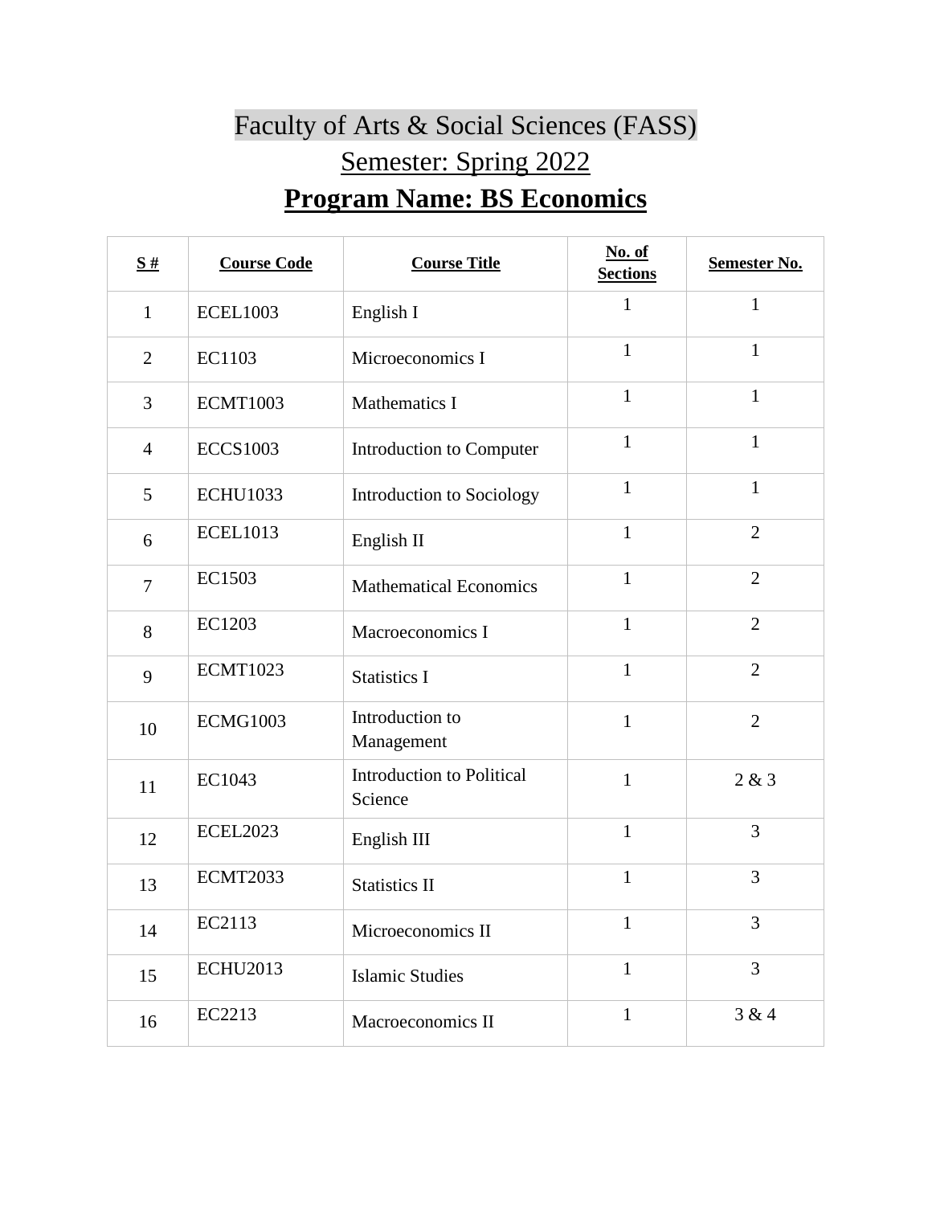# Faculty of Arts & Social Sciences (FASS)

## Semester: Spring 2022

## **Program Name: BS Economics**

| **S #** | **Course Code** | **Course Title** | **No. of Sections** | **Semester No.** |
|---|---|---|---|---|
| 1 | ECEL1003 | English I | 1 | 1 |
| 2 | EC1103 | Microeconomics I | 1 | 1 |
| 3 | ECMT1003 | Mathematics I | 1 | 1 |
| 4 | ECCS1003 | Introduction to Computer | 1 | 1 |
| 5 | ECHU1033 | Introduction to Sociology | 1 | 1 |
| 6 | ECEL1013 | English II | 1 | 2 |
| 7 | EC1503 | Mathematical Economics | 1 | 2 |
| 8 | EC1203 | Macroeconomics I | 1 | 2 |
| 9 | ECMT1023 | Statistics I | 1 | 2 |
| 10 | ECMG1003 | Introduction to Management | 1 | 2 |
| 11 | EC1043 | Introduction to Political Science | 1 | 2 & 3 |
| 12 | ECEL2023 | English III | 1 | 3 |
| 13 | ECMT2033 | Statistics II | 1 | 3 |
| 14 | EC2113 | Microeconomics II | 1 | 3 |
| 15 | ECHU2013 | Islamic Studies | 1 | 3 |
| 16 | EC2213 | Macroeconomics II | 1 | 3 & 4 |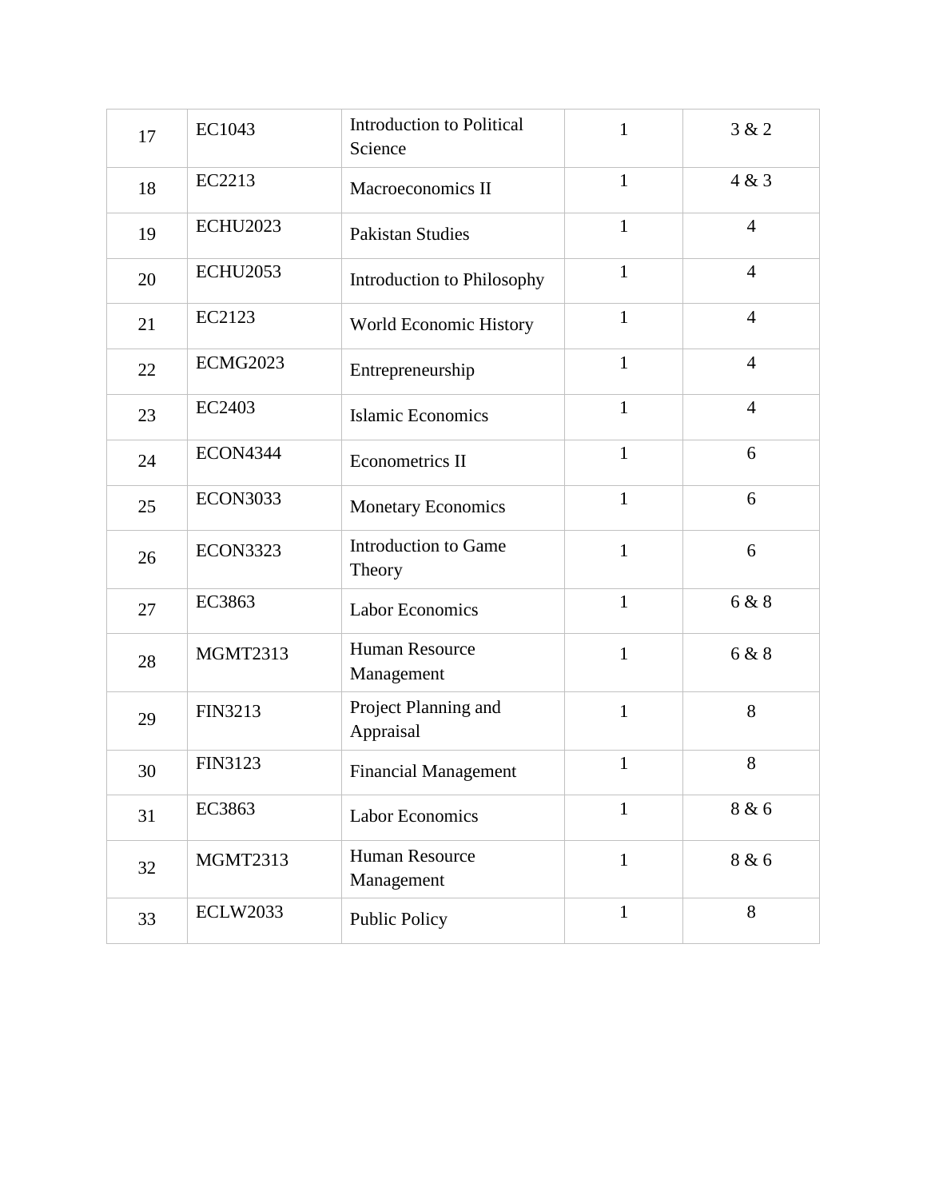| | | | | |
|---|---|---|---|---|
| 17 | EC1043 | Introduction to Political Science | 1 | 3 & 2 |
| 18 | EC2213 | Macroeconomics II | 1 | 4 & 3 |
| 19 | ECHU2023 | Pakistan Studies | 1 | 4 |
| 20 | ECHU2053 | Introduction to Philosophy | 1 | 4 |
| 21 | EC2123 | World Economic History | 1 | 4 |
| 22 | ECMG2023 | Entrepreneurship | 1 | 4 |
| 23 | EC2403 | Islamic Economics | 1 | 4 |
| 24 | ECON4344 | Econometrics II | 1 | 6 |
| 25 | ECON3033 | Monetary Economics | 1 | 6 |
| 26 | ECON3323 | Introduction to Game Theory | 1 | 6 |
| 27 | EC3863 | Labor Economics | 1 | 6 & 8 |
| 28 | MGMT2313 | Human Resource Management | 1 | 6 & 8 |
| 29 | FIN3213 | Project Planning and Appraisal | 1 | 8 |
| 30 | FIN3123 | Financial Management | 1 | 8 |
| 31 | EC3863 | Labor Economics | 1 | 8 & 6 |
| 32 | MGMT2313 | Human Resource Management | 1 | 8 & 6 |
| 33 | ECLW2033 | Public Policy | 1 | 8 |